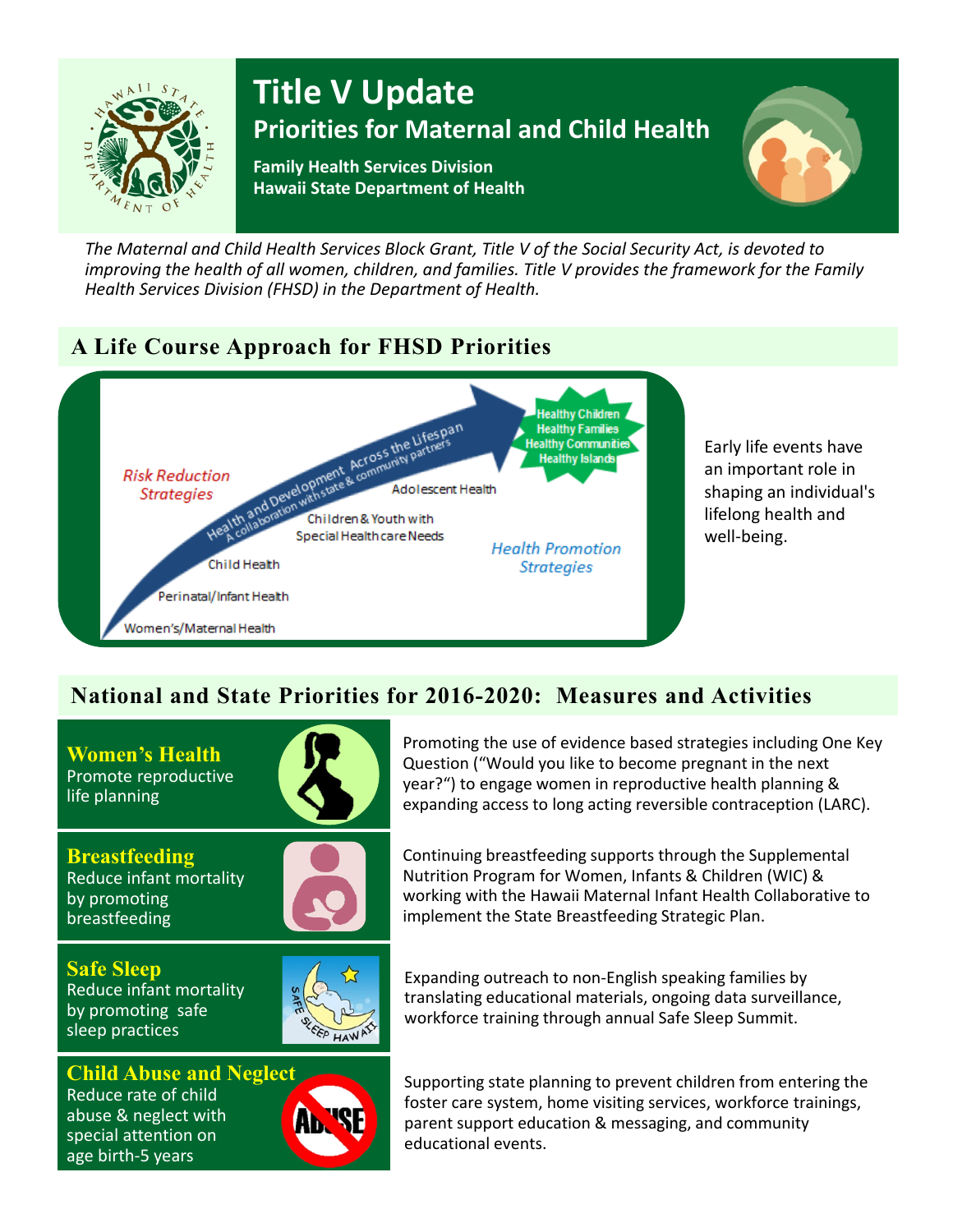# Title V Update

## Priorities for Maternal and Child Health

**Family Health Services Division**
**Hawaii State Department of Health**

*The Maternal and Child Health Services Block Grant, Title V of the Social Security Act, is devoted to improving the health of all women, children, and families. Title V provides the framework for the Family Health Services Division (FHSD) in the Department of Health.*

## A Life Course Approach for FHSD Priorities

Risk Reduction Strategies

Health and Development Across the Lifespan
A collaboration with state & community partners

- Women's/Maternal Health
- Perinatal/Infant Health
- Child Health
- Children & Youth with Special Health Care Needs
- Adolescent Health

Healthy Children
Healthy Families
Healthy Communities
Healthy Islands

Health Promotion Strategies

Early life events have an important role in shaping an individual's lifelong health and well-being.

## National and State Priorities for 2016-2020: Measures and Activities

### Women's Health

Promote reproductive life planning

Promoting the use of evidence based strategies including One Key Question ("Would you like to become pregnant in the next year?") to engage women in reproductive health planning & expanding access to long acting reversible contraception (LARC).

### Breastfeeding

Reduce infant mortality by promoting breastfeeding

Continuing breastfeeding supports through the Supplemental Nutrition Program for Women, Infants & Children (WIC) & working with the Hawaii Maternal Infant Health Collaborative to implement the State Breastfeeding Strategic Plan.

### Safe Sleep

Reduce infant mortality by promoting safe sleep practices

Expanding outreach to non-English speaking families by translating educational materials, ongoing data surveillance, workforce training through annual Safe Sleep Summit.

### Child Abuse and Neglect

Reduce rate of child abuse & neglect with special attention on age birth-5 years

Supporting state planning to prevent children from entering the foster care system, home visiting services, workforce trainings, parent support education & messaging, and community educational events.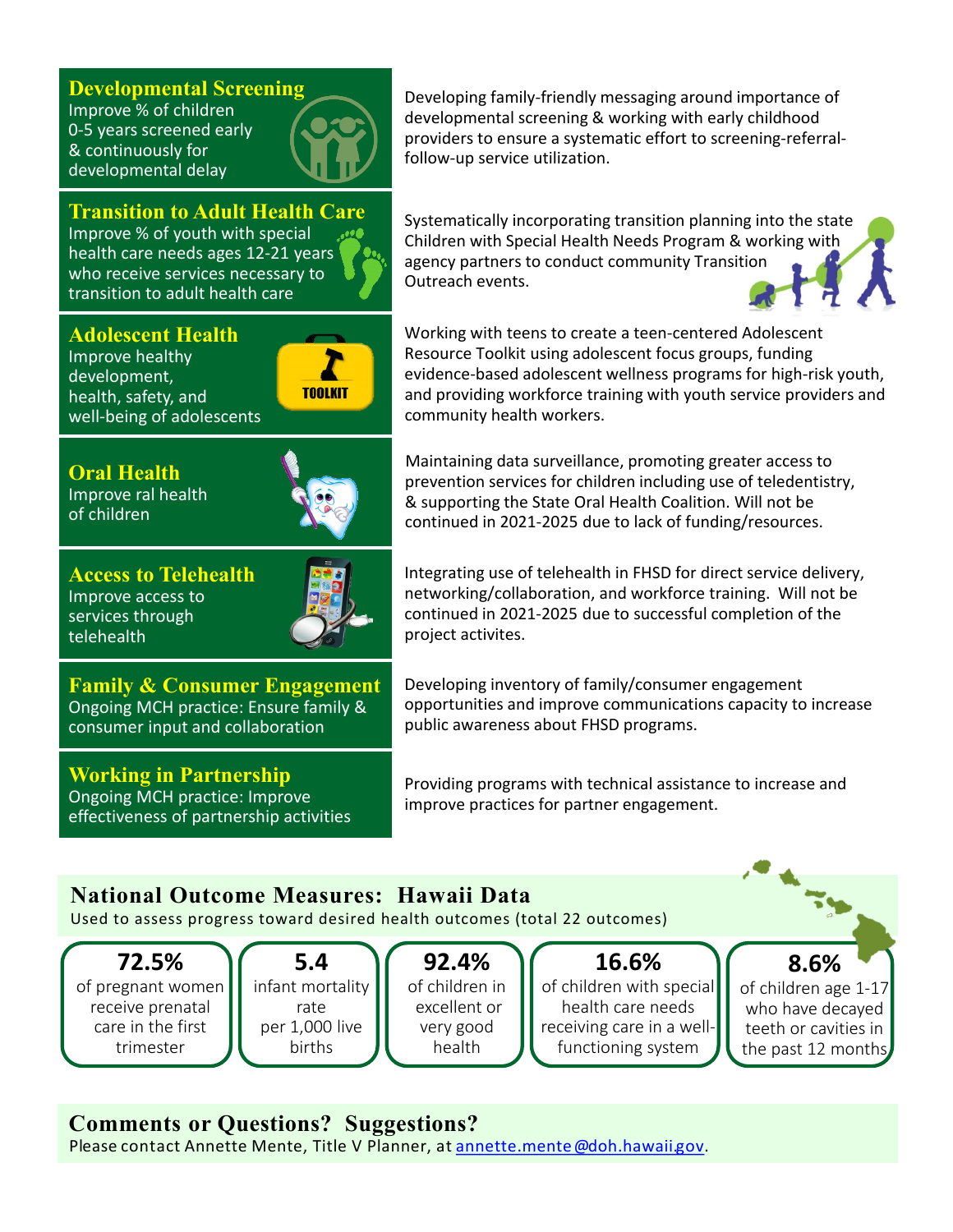### Developmental Screening

Improve % of children 0-5 years screened early & continuously for developmental delay

Developing family-friendly messaging around importance of developmental screening & working with early childhood providers to ensure a systematic effort to screening-referral-follow-up service utilization.

### Transition to Adult Health Care

Improve % of youth with special health care needs ages 12-21 years who receive services necessary to transition to adult health care

Systematically incorporating transition planning into the state Children with Special Health Needs Program & working with agency partners to conduct community Transition Outreach events.

### Adolescent Health

Improve healthy development, health, safety, and well-being of adolescents

Working with teens to create a teen-centered Adolescent Resource Toolkit using adolescent focus groups, funding evidence-based adolescent wellness programs for high-risk youth, and providing workforce training with youth service providers and community health workers.

### Oral Health

Improve ral health of children

Maintaining data surveillance, promoting greater access to prevention services for children including use of teledentistry, & supporting the State Oral Health Coalition. Will not be continued in 2021-2025 due to lack of funding/resources.

### Access to Telehealth

Improve access to services through telehealth

Integrating use of telehealth in FHSD for direct service delivery, networking/collaboration, and workforce training. Will not be continued in 2021-2025 due to successful completion of the project activites.

### Family & Consumer Engagement

Ongoing MCH practice: Ensure family & consumer input and collaboration

Developing inventory of family/consumer engagement opportunities and improve communications capacity to increase public awareness about FHSD programs.

### Working in Partnership

Ongoing MCH practice: Improve effectiveness of partnership activities

Providing programs with technical assistance to increase and improve practices for partner engagement.

## National Outcome Measures: Hawaii Data

Used to assess progress toward desired health outcomes (total 22 outcomes)

**72.5%** of pregnant women receive prenatal care in the first trimester

**5.4** infant mortality rate per 1,000 live births

**92.4%** of children in excellent or very good health

**16.6%** of children with special health care needs receiving care in a well-functioning system

**8.6%** of children age 1-17 who have decayed teeth or cavities in the past 12 months

## Comments or Questions? Suggestions?

Please contact Annette Mente, Title V Planner, at annette.mente@doh.hawaii.gov.